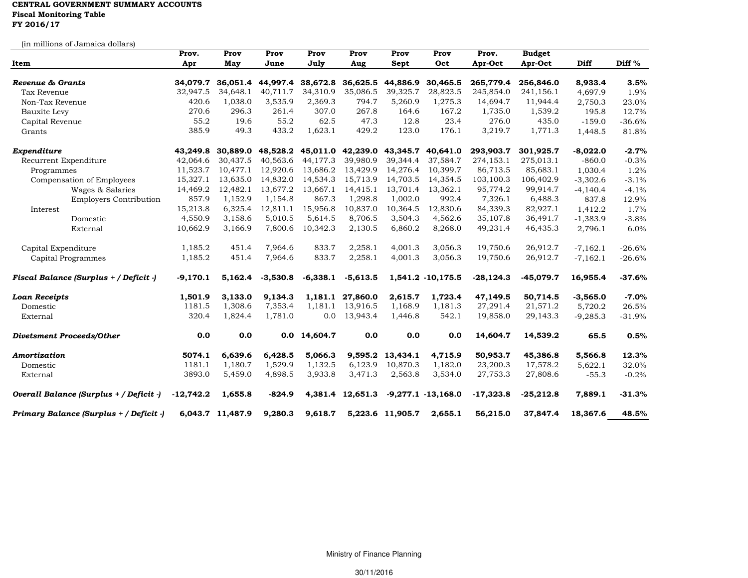**CENTRAL GOVERNMENT SUMMARY ACCOUNTS**
**Fiscal Monitoring Table**
**FY 2016/17**

(in millions of Jamaica dollars)

| Item | Prov. Apr | Prov May | Prov June | Prov July | Prov Aug | Prov Sept | Prov Oct | Prov. Apr-Oct | Budget Apr-Oct | Diff | Diff % |
|---|---|---|---|---|---|---|---|---|---|---|---|
| ***Revenue & Grants*** | **34,079.7** | **36,051.4** | **44,997.4** | **38,672.8** | **36,625.5** | **44,886.9** | **30,465.5** | **265,779.4** | **256,846.0** | **8,933.4** | **3.5%** |
| Tax Revenue | 32,947.5 | 34,648.1 | 40,711.7 | 34,310.9 | 35,086.5 | 39,325.7 | 28,823.5 | 245,854.0 | 241,156.1 | 4,697.9 | 1.9% |
| Non-Tax Revenue | 420.6 | 1,038.0 | 3,535.9 | 2,369.3 | 794.7 | 5,260.9 | 1,275.3 | 14,694.7 | 11,944.4 | 2,750.3 | 23.0% |
| Bauxite Levy | 270.6 | 296.3 | 261.4 | 307.0 | 267.8 | 164.6 | 167.2 | 1,735.0 | 1,539.2 | 195.8 | 12.7% |
| Capital Revenue | 55.2 | 19.6 | 55.2 | 62.5 | 47.3 | 12.8 | 23.4 | 276.0 | 435.0 | -159.0 | -36.6% |
| Grants | 385.9 | 49.3 | 433.2 | 1,623.1 | 429.2 | 123.0 | 176.1 | 3,219.7 | 1,771.3 | 1,448.5 | 81.8% |
| ***Expenditure*** | **43,249.8** | **30,889.0** | **48,528.2** | **45,011.0** | **42,239.0** | **43,345.7** | **40,641.0** | **293,903.7** | **301,925.7** | **-8,022.0** | **-2.7%** |
| Recurrent Expenditure | 42,064.6 | 30,437.5 | 40,563.6 | 44,177.3 | 39,980.9 | 39,344.4 | 37,584.7 | 274,153.1 | 275,013.1 | -860.0 | -0.3% |
| Programmes | 11,523.7 | 10,477.1 | 12,920.6 | 13,686.2 | 13,429.9 | 14,276.4 | 10,399.7 | 86,713.5 | 85,683.1 | 1,030.4 | 1.2% |
| Compensation of Employees | 15,327.1 | 13,635.0 | 14,832.0 | 14,534.3 | 15,713.9 | 14,703.5 | 14,354.5 | 103,100.3 | 106,402.9 | -3,302.6 | -3.1% |
| Wages & Salaries | 14,469.2 | 12,482.1 | 13,677.2 | 13,667.1 | 14,415.1 | 13,701.4 | 13,362.1 | 95,774.2 | 99,914.7 | -4,140.4 | -4.1% |
| Employers Contribution | 857.9 | 1,152.9 | 1,154.8 | 867.3 | 1,298.8 | 1,002.0 | 992.4 | 7,326.1 | 6,488.3 | 837.8 | 12.9% |
| Interest | 15,213.8 | 6,325.4 | 12,811.1 | 15,956.8 | 10,837.0 | 10,364.5 | 12,830.6 | 84,339.3 | 82,927.1 | 1,412.2 | 1.7% |
| Domestic | 4,550.9 | 3,158.6 | 5,010.5 | 5,614.5 | 8,706.5 | 3,504.3 | 4,562.6 | 35,107.8 | 36,491.7 | -1,383.9 | -3.8% |
| External | 10,662.9 | 3,166.9 | 7,800.6 | 10,342.3 | 2,130.5 | 6,860.2 | 8,268.0 | 49,231.4 | 46,435.3 | 2,796.1 | 6.0% |
| Capital Expenditure | 1,185.2 | 451.4 | 7,964.6 | 833.7 | 2,258.1 | 4,001.3 | 3,056.3 | 19,750.6 | 26,912.7 | -7,162.1 | -26.6% |
| Capital Programmes | 1,185.2 | 451.4 | 7,964.6 | 833.7 | 2,258.1 | 4,001.3 | 3,056.3 | 19,750.6 | 26,912.7 | -7,162.1 | -26.6% |
| ***Fiscal Balance (Surplus + / Deficit -)*** | **-9,170.1** | **5,162.4** | **-3,530.8** | **-6,338.1** | **-5,613.5** | **1,541.2** | **-10,175.5** | **-28,124.3** | **-45,079.7** | **16,955.4** | **-37.6%** |
| ***Loan Receipts*** | **1,501.9** | **3,133.0** | **9,134.3** | **1,181.1** | **27,860.0** | **2,615.7** | **1,723.4** | **47,149.5** | **50,714.5** | **-3,565.0** | **-7.0%** |
| Domestic | 1181.5 | 1,308.6 | 7,353.4 | 1,181.1 | 13,916.5 | 1,168.9 | 1,181.3 | 27,291.4 | 21,571.2 | 5,720.2 | 26.5% |
| External | 320.4 | 1,824.4 | 1,781.0 | 0.0 | 13,943.4 | 1,446.8 | 542.1 | 19,858.0 | 29,143.3 | -9,285.3 | -31.9% |
| ***Divetsment Proceeds/Other*** | **0.0** | **0.0** | **0.0** | **14,604.7** | **0.0** | **0.0** | **0.0** | **14,604.7** | **14,539.2** | **65.5** | **0.5%** |
| ***Amortization*** | **5074.1** | **6,639.6** | **6,428.5** | **5,066.3** | **9,595.2** | **13,434.1** | **4,715.9** | **50,953.7** | **45,386.8** | **5,566.8** | **12.3%** |
| Domestic | 1181.1 | 1,180.7 | 1,529.9 | 1,132.5 | 6,123.9 | 10,870.3 | 1,182.0 | 23,200.3 | 17,578.2 | 5,622.1 | 32.0% |
| External | 3893.0 | 5,459.0 | 4,898.5 | 3,933.8 | 3,471.3 | 2,563.8 | 3,534.0 | 27,753.3 | 27,808.6 | -55.3 | -0.2% |
| ***Overall Balance (Surplus + / Deficit -)*** | **-12,742.2** | **1,655.8** | **-824.9** | **4,381.4** | **12,651.3** | **-9,277.1** | **-13,168.0** | **-17,323.8** | **-25,212.8** | **7,889.1** | **-31.3%** |
| ***Primary Balance (Surplus + / Deficit -)*** | **6,043.7** | **11,487.9** | **9,280.3** | **9,618.7** | **5,223.6** | **11,905.7** | **2,655.1** | **56,215.0** | **37,847.4** | **18,367.6** | **48.5%** |

Ministry of Finance Planning

30/11/2016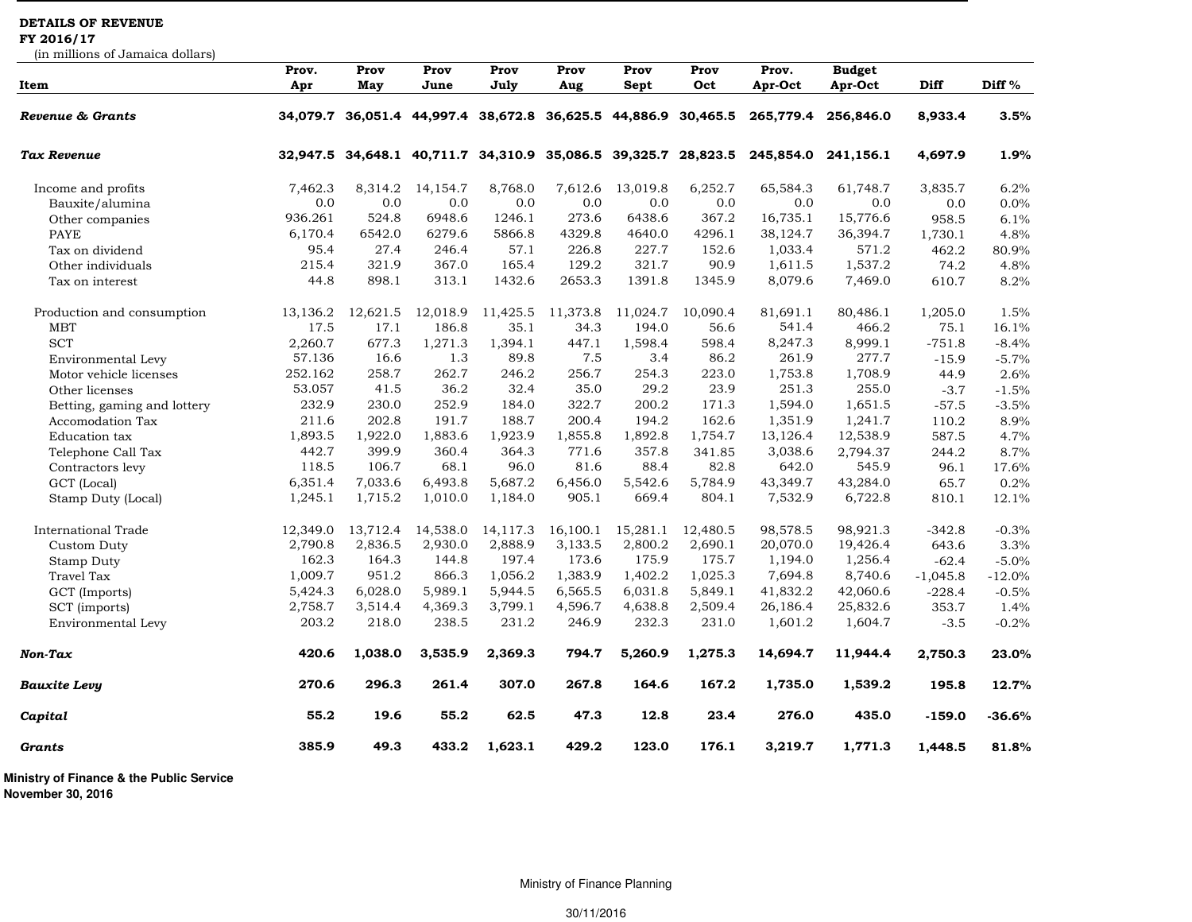**DETAILS OF REVENUE**
**FY 2016/17**
(in millions of Jamaica dollars)

| Item | Prov. Apr | Prov May | Prov June | Prov July | Prov Aug | Prov Sept | Prov Oct | Prov. Apr-Oct | Budget Apr-Oct | Diff | Diff % |
|---|---|---|---|---|---|---|---|---|---|---|---|
| ***Revenue & Grants*** | **34,079.7** | **36,051.4** | **44,997.4** | **38,672.8** | **36,625.5** | **44,886.9** | **30,465.5** | **265,779.4** | **256,846.0** | **8,933.4** | **3.5%** |
| ***Tax Revenue*** | **32,947.5** | **34,648.1** | **40,711.7** | **34,310.9** | **35,086.5** | **39,325.7** | **28,823.5** | **245,854.0** | **241,156.1** | **4,697.9** | **1.9%** |
| Income and profits | 7,462.3 | 8,314.2 | 14,154.7 | 8,768.0 | 7,612.6 | 13,019.8 | 6,252.7 | 65,584.3 | 61,748.7 | 3,835.7 | 6.2% |
| Bauxite/alumina | 0.0 | 0.0 | 0.0 | 0.0 | 0.0 | 0.0 | 0.0 | 0.0 | 0.0 | 0.0 | 0.0% |
| Other companies | 936.261 | 524.8 | 6948.6 | 1246.1 | 273.6 | 6438.6 | 367.2 | 16,735.1 | 15,776.6 | 958.5 | 6.1% |
| PAYE | 6,170.4 | 6542.0 | 6279.6 | 5866.8 | 4329.8 | 4640.0 | 4296.1 | 38,124.7 | 36,394.7 | 1,730.1 | 4.8% |
| Tax on dividend | 95.4 | 27.4 | 246.4 | 57.1 | 226.8 | 227.7 | 152.6 | 1,033.4 | 571.2 | 462.2 | 80.9% |
| Other individuals | 215.4 | 321.9 | 367.0 | 165.4 | 129.2 | 321.7 | 90.9 | 1,611.5 | 1,537.2 | 74.2 | 4.8% |
| Tax on interest | 44.8 | 898.1 | 313.1 | 1432.6 | 2653.3 | 1391.8 | 1345.9 | 8,079.6 | 7,469.0 | 610.7 | 8.2% |
| Production and consumption | 13,136.2 | 12,621.5 | 12,018.9 | 11,425.5 | 11,373.8 | 11,024.7 | 10,090.4 | 81,691.1 | 80,486.1 | 1,205.0 | 1.5% |
| MBT | 17.5 | 17.1 | 186.8 | 35.1 | 34.3 | 194.0 | 56.6 | 541.4 | 466.2 | 75.1 | 16.1% |
| SCT | 2,260.7 | 677.3 | 1,271.3 | 1,394.1 | 447.1 | 1,598.4 | 598.4 | 8,247.3 | 8,999.1 | -751.8 | -8.4% |
| Environmental Levy | 57.136 | 16.6 | 1.3 | 89.8 | 7.5 | 3.4 | 86.2 | 261.9 | 277.7 | -15.9 | -5.7% |
| Motor vehicle licenses | 252.162 | 258.7 | 262.7 | 246.2 | 256.7 | 254.3 | 223.0 | 1,753.8 | 1,708.9 | 44.9 | 2.6% |
| Other licenses | 53.057 | 41.5 | 36.2 | 32.4 | 35.0 | 29.2 | 23.9 | 251.3 | 255.0 | -3.7 | -1.5% |
| Betting, gaming and lottery | 232.9 | 230.0 | 252.9 | 184.0 | 322.7 | 200.2 | 171.3 | 1,594.0 | 1,651.5 | -57.5 | -3.5% |
| Accomodation Tax | 211.6 | 202.8 | 191.7 | 188.7 | 200.4 | 194.2 | 162.6 | 1,351.9 | 1,241.7 | 110.2 | 8.9% |
| Education tax | 1,893.5 | 1,922.0 | 1,883.6 | 1,923.9 | 1,855.8 | 1,892.8 | 1,754.7 | 13,126.4 | 12,538.9 | 587.5 | 4.7% |
| Telephone Call Tax | 442.7 | 399.9 | 360.4 | 364.3 | 771.6 | 357.8 | 341.85 | 3,038.6 | 2,794.37 | 244.2 | 8.7% |
| Contractors levy | 118.5 | 106.7 | 68.1 | 96.0 | 81.6 | 88.4 | 82.8 | 642.0 | 545.9 | 96.1 | 17.6% |
| GCT (Local) | 6,351.4 | 7,033.6 | 6,493.8 | 5,687.2 | 6,456.0 | 5,542.6 | 5,784.9 | 43,349.7 | 43,284.0 | 65.7 | 0.2% |
| Stamp Duty (Local) | 1,245.1 | 1,715.2 | 1,010.0 | 1,184.0 | 905.1 | 669.4 | 804.1 | 7,532.9 | 6,722.8 | 810.1 | 12.1% |
| International Trade | 12,349.0 | 13,712.4 | 14,538.0 | 14,117.3 | 16,100.1 | 15,281.1 | 12,480.5 | 98,578.5 | 98,921.3 | -342.8 | -0.3% |
| Custom Duty | 2,790.8 | 2,836.5 | 2,930.0 | 2,888.9 | 3,133.5 | 2,800.2 | 2,690.1 | 20,070.0 | 19,426.4 | 643.6 | 3.3% |
| Stamp Duty | 162.3 | 164.3 | 144.8 | 197.4 | 173.6 | 175.9 | 175.7 | 1,194.0 | 1,256.4 | -62.4 | -5.0% |
| Travel Tax | 1,009.7 | 951.2 | 866.3 | 1,056.2 | 1,383.9 | 1,402.2 | 1,025.3 | 7,694.8 | 8,740.6 | -1,045.8 | -12.0% |
| GCT (Imports) | 5,424.3 | 6,028.0 | 5,989.1 | 5,944.5 | 6,565.5 | 6,031.8 | 5,849.1 | 41,832.2 | 42,060.6 | -228.4 | -0.5% |
| SCT (imports) | 2,758.7 | 3,514.4 | 4,369.3 | 3,799.1 | 4,596.7 | 4,638.8 | 2,509.4 | 26,186.4 | 25,832.6 | 353.7 | 1.4% |
| Environmental Levy | 203.2 | 218.0 | 238.5 | 231.2 | 246.9 | 232.3 | 231.0 | 1,601.2 | 1,604.7 | -3.5 | -0.2% |
| ***Non-Tax*** | **420.6** | **1,038.0** | **3,535.9** | **2,369.3** | **794.7** | **5,260.9** | **1,275.3** | **14,694.7** | **11,944.4** | **2,750.3** | **23.0%** |
| ***Bauxite Levy*** | **270.6** | **296.3** | **261.4** | **307.0** | **267.8** | **164.6** | **167.2** | **1,735.0** | **1,539.2** | **195.8** | **12.7%** |
| ***Capital*** | **55.2** | **19.6** | **55.2** | **62.5** | **47.3** | **12.8** | **23.4** | **276.0** | **435.0** | **-159.0** | **-36.6%** |
| ***Grants*** | **385.9** | **49.3** | **433.2** | **1,623.1** | **429.2** | **123.0** | **176.1** | **3,219.7** | **1,771.3** | **1,448.5** | **81.8%** |

**Ministry of Finance & the Public Service**
**November 30, 2016**

Ministry of Finance Planning

30/11/2016